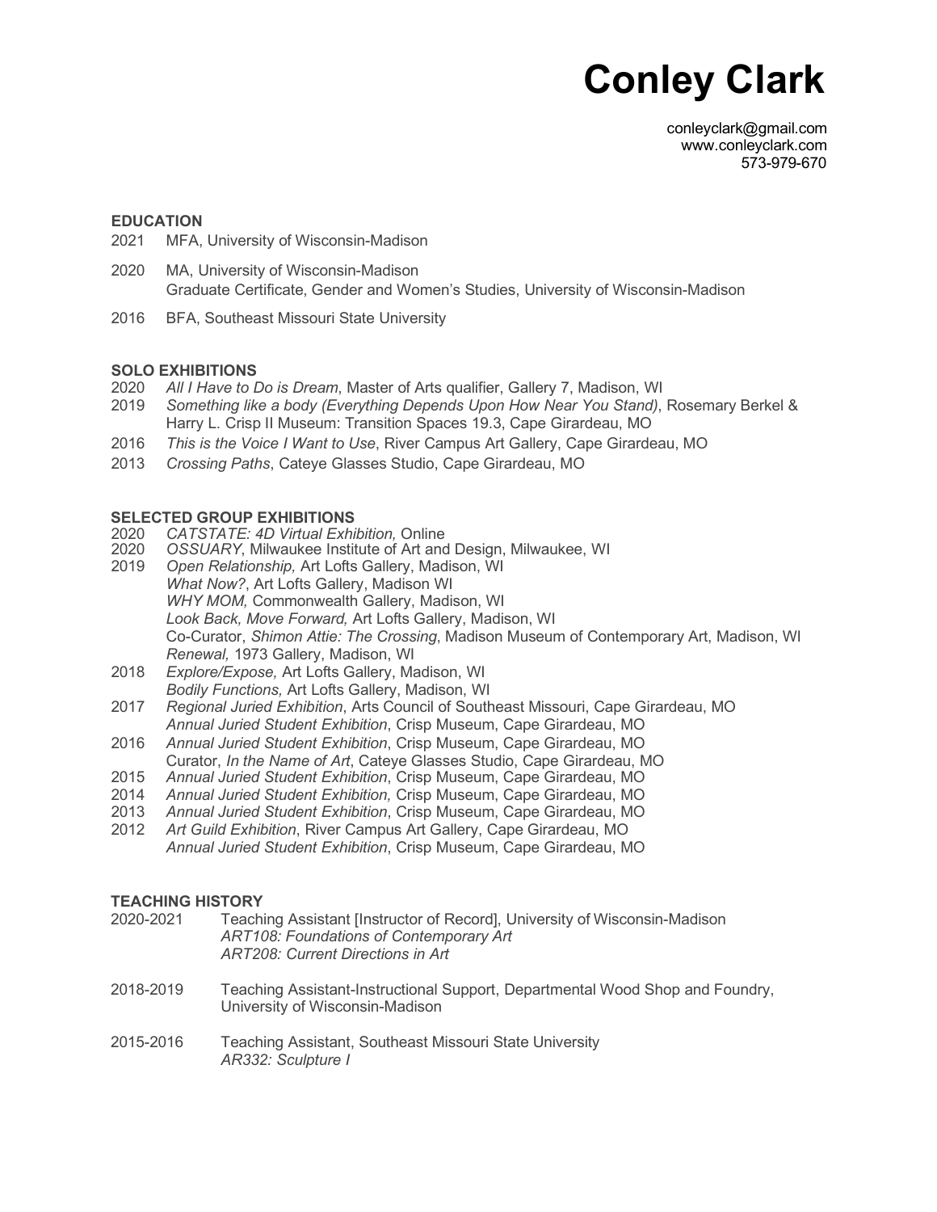# Conley Clark

conleyclark@gmail.com
www.conleyclark.com
573-979-670

## EDUCATION

2021 MFA, University of Wisconsin-Madison

2020 MA, University of Wisconsin-Madison
Graduate Certificate, Gender and Women's Studies, University of Wisconsin-Madison

2016 BFA, Southeast Missouri State University

## SOLO EXHIBITIONS

2020 *All I Have to Do is Dream*, Master of Arts qualifier, Gallery 7, Madison, WI
2019 *Something like a body (Everything Depends Upon How Near You Stand)*, Rosemary Berkel & Harry L. Crisp II Museum: Transition Spaces 19.3, Cape Girardeau, MO
2016 *This is the Voice I Want to Use*, River Campus Art Gallery, Cape Girardeau, MO
2013 *Crossing Paths*, Cateye Glasses Studio, Cape Girardeau, MO

## SELECTED GROUP EXHIBITIONS

2020 *CATSTATE: 4D Virtual Exhibition,* Online
2020 *OSSUARY*, Milwaukee Institute of Art and Design, Milwaukee, WI
2019 *Open Relationship,* Art Lofts Gallery, Madison, WI
*What Now?*, Art Lofts Gallery, Madison WI
*WHY MOM,* Commonwealth Gallery, Madison, WI
*Look Back, Move Forward,* Art Lofts Gallery, Madison, WI
Co-Curator, *Shimon Attie: The Crossing*, Madison Museum of Contemporary Art, Madison, WI
*Renewal,* 1973 Gallery, Madison, WI
2018 *Explore/Expose,* Art Lofts Gallery, Madison, WI
*Bodily Functions,* Art Lofts Gallery, Madison, WI
2017 *Regional Juried Exhibition*, Arts Council of Southeast Missouri, Cape Girardeau, MO
*Annual Juried Student Exhibition*, Crisp Museum, Cape Girardeau, MO
2016 *Annual Juried Student Exhibition*, Crisp Museum, Cape Girardeau, MO
Curator, *In the Name of Art*, Cateye Glasses Studio, Cape Girardeau, MO
2015 *Annual Juried Student Exhibition*, Crisp Museum, Cape Girardeau, MO
2014 *Annual Juried Student Exhibition,* Crisp Museum, Cape Girardeau, MO
2013 *Annual Juried Student Exhibition*, Crisp Museum, Cape Girardeau, MO
2012 *Art Guild Exhibition*, River Campus Art Gallery, Cape Girardeau, MO
*Annual Juried Student Exhibition*, Crisp Museum, Cape Girardeau, MO

## TEACHING HISTORY

2020-2021 Teaching Assistant [Instructor of Record], University of Wisconsin-Madison
*ART108: Foundations of Contemporary Art*
*ART208: Current Directions in Art*

2018-2019 Teaching Assistant-Instructional Support, Departmental Wood Shop and Foundry, University of Wisconsin-Madison

2015-2016 Teaching Assistant, Southeast Missouri State University
*AR332: Sculpture I*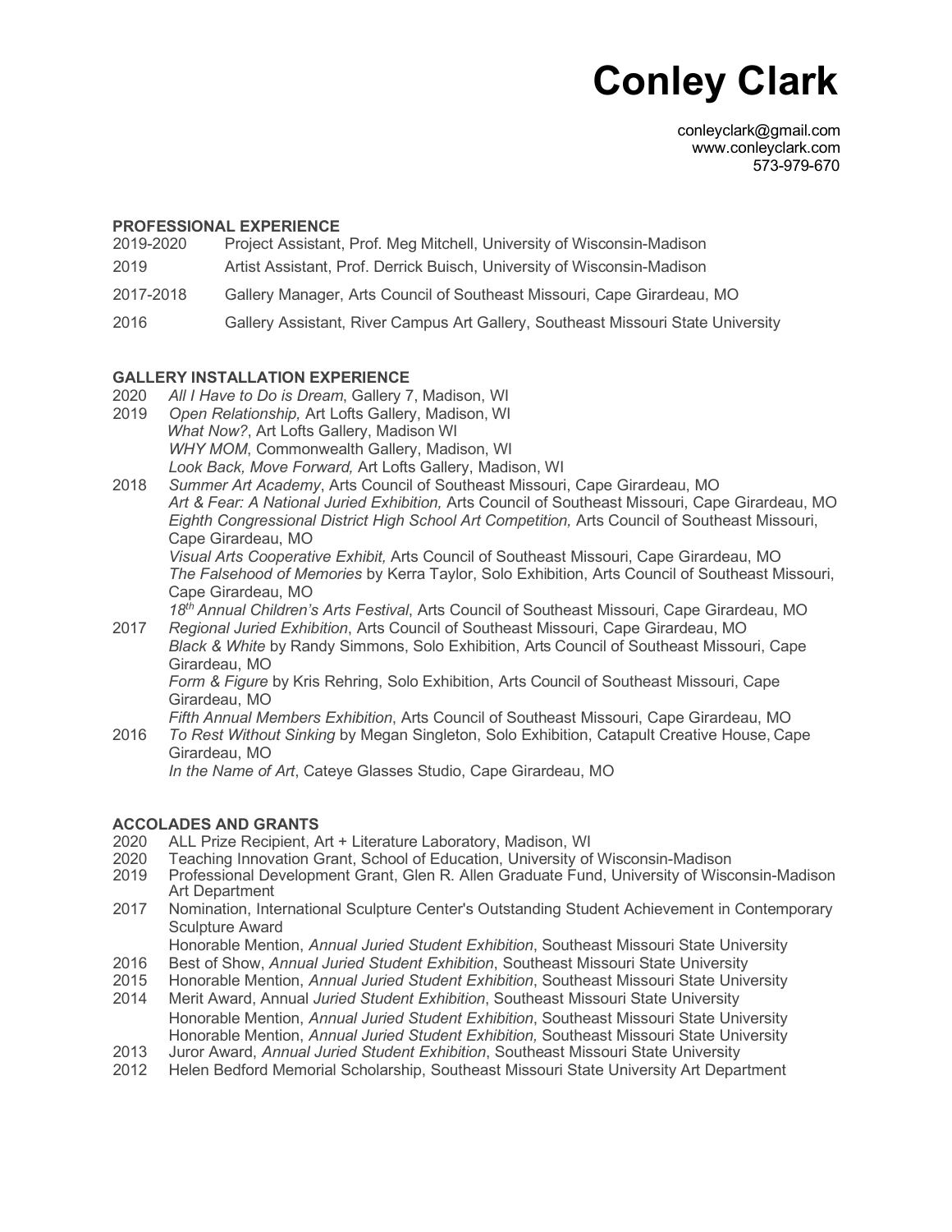# Conley Clark

conleyclark@gmail.com
www.conleyclark.com
573-979-670

## PROFESSIONAL EXPERIENCE

2019-2020 Project Assistant, Prof. Meg Mitchell, University of Wisconsin-Madison

2019 Artist Assistant, Prof. Derrick Buisch, University of Wisconsin-Madison

2017-2018 Gallery Manager, Arts Council of Southeast Missouri, Cape Girardeau, MO

2016 Gallery Assistant, River Campus Art Gallery, Southeast Missouri State University

## GALLERY INSTALLATION EXPERIENCE

2020 *All I Have to Do is Dream*, Gallery 7, Madison, WI

2019 *Open Relationship,* Art Lofts Gallery, Madison, WI
*What Now?*, Art Lofts Gallery, Madison WI
*WHY MOM*, Commonwealth Gallery, Madison, WI
*Look Back, Move Forward,* Art Lofts Gallery, Madison, WI

2018 *Summer Art Academy*, Arts Council of Southeast Missouri, Cape Girardeau, MO
*Art & Fear: A National Juried Exhibition,* Arts Council of Southeast Missouri, Cape Girardeau, MO
*Eighth Congressional District High School Art Competition,* Arts Council of Southeast Missouri, Cape Girardeau, MO
*Visual Arts Cooperative Exhibit,* Arts Council of Southeast Missouri, Cape Girardeau, MO
*The Falsehood of Memories* by Kerra Taylor, Solo Exhibition, Arts Council of Southeast Missouri, Cape Girardeau, MO
*18th Annual Children's Arts Festival*, Arts Council of Southeast Missouri, Cape Girardeau, MO

2017 *Regional Juried Exhibition*, Arts Council of Southeast Missouri, Cape Girardeau, MO
*Black & White* by Randy Simmons, Solo Exhibition, Arts Council of Southeast Missouri, Cape Girardeau, MO
*Form & Figure* by Kris Rehring, Solo Exhibition, Arts Council of Southeast Missouri, Cape Girardeau, MO
*Fifth Annual Members Exhibition*, Arts Council of Southeast Missouri, Cape Girardeau, MO

2016 *To Rest Without Sinking* by Megan Singleton, Solo Exhibition, Catapult Creative House, Cape Girardeau, MO
*In the Name of Art*, Cateye Glasses Studio, Cape Girardeau, MO

## ACCOLADES AND GRANTS

2020 ALL Prize Recipient, Art + Literature Laboratory, Madison, WI

2020 Teaching Innovation Grant, School of Education, University of Wisconsin-Madison

2019 Professional Development Grant, Glen R. Allen Graduate Fund, University of Wisconsin-Madison Art Department

2017 Nomination, International Sculpture Center's Outstanding Student Achievement in Contemporary Sculpture Award
Honorable Mention, *Annual Juried Student Exhibition*, Southeast Missouri State University

2016 Best of Show, *Annual Juried Student Exhibition*, Southeast Missouri State University

2015 Honorable Mention, *Annual Juried Student Exhibition*, Southeast Missouri State University

2014 Merit Award, Annual *Juried Student Exhibition*, Southeast Missouri State University
Honorable Mention, *Annual Juried Student Exhibition*, Southeast Missouri State University
Honorable Mention, *Annual Juried Student Exhibition,* Southeast Missouri State University

2013 Juror Award, *Annual Juried Student Exhibition*, Southeast Missouri State University

2012 Helen Bedford Memorial Scholarship, Southeast Missouri State University Art Department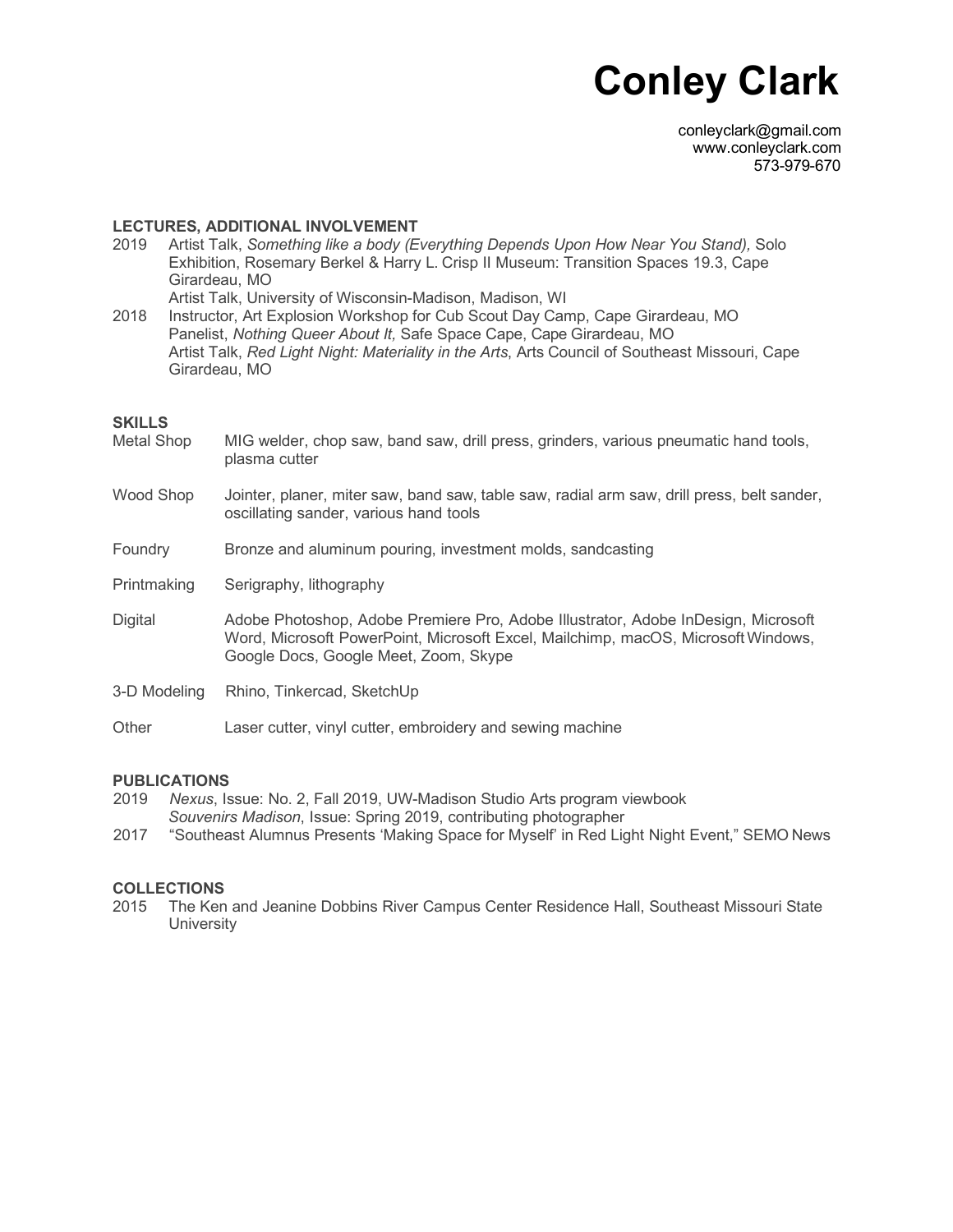# Conley Clark

conleyclark@gmail.com
www.conleyclark.com
573-979-670

## LECTURES, ADDITIONAL INVOLVEMENT

2019 Artist Talk, *Something like a body (Everything Depends Upon How Near You Stand),* Solo Exhibition, Rosemary Berkel & Harry L. Crisp II Museum: Transition Spaces 19.3, Cape Girardeau, MO
Artist Talk, University of Wisconsin-Madison, Madison, WI

2018 Instructor, Art Explosion Workshop for Cub Scout Day Camp, Cape Girardeau, MO
Panelist, *Nothing Queer About It,* Safe Space Cape, Cape Girardeau, MO
Artist Talk, *Red Light Night: Materiality in the Arts*, Arts Council of Southeast Missouri, Cape Girardeau, MO

## SKILLS

| | |
|---|---|
| Metal Shop | MIG welder, chop saw, band saw, drill press, grinders, various pneumatic hand tools, plasma cutter |
| Wood Shop | Jointer, planer, miter saw, band saw, table saw, radial arm saw, drill press, belt sander, oscillating sander, various hand tools |
| Foundry | Bronze and aluminum pouring, investment molds, sandcasting |
| Printmaking | Serigraphy, lithography |
| Digital | Adobe Photoshop, Adobe Premiere Pro, Adobe Illustrator, Adobe InDesign, Microsoft Word, Microsoft PowerPoint, Microsoft Excel, Mailchimp, macOS, Microsoft Windows, Google Docs, Google Meet, Zoom, Skype |
| 3-D Modeling | Rhino, Tinkercad, SketchUp |
| Other | Laser cutter, vinyl cutter, embroidery and sewing machine |

## PUBLICATIONS

2019 *Nexus*, Issue: No. 2, Fall 2019, UW-Madison Studio Arts program viewbook
*Souvenirs Madison*, Issue: Spring 2019, contributing photographer

2017 "Southeast Alumnus Presents 'Making Space for Myself' in Red Light Night Event," SEMO News

## COLLECTIONS

2015 The Ken and Jeanine Dobbins River Campus Center Residence Hall, Southeast Missouri State University